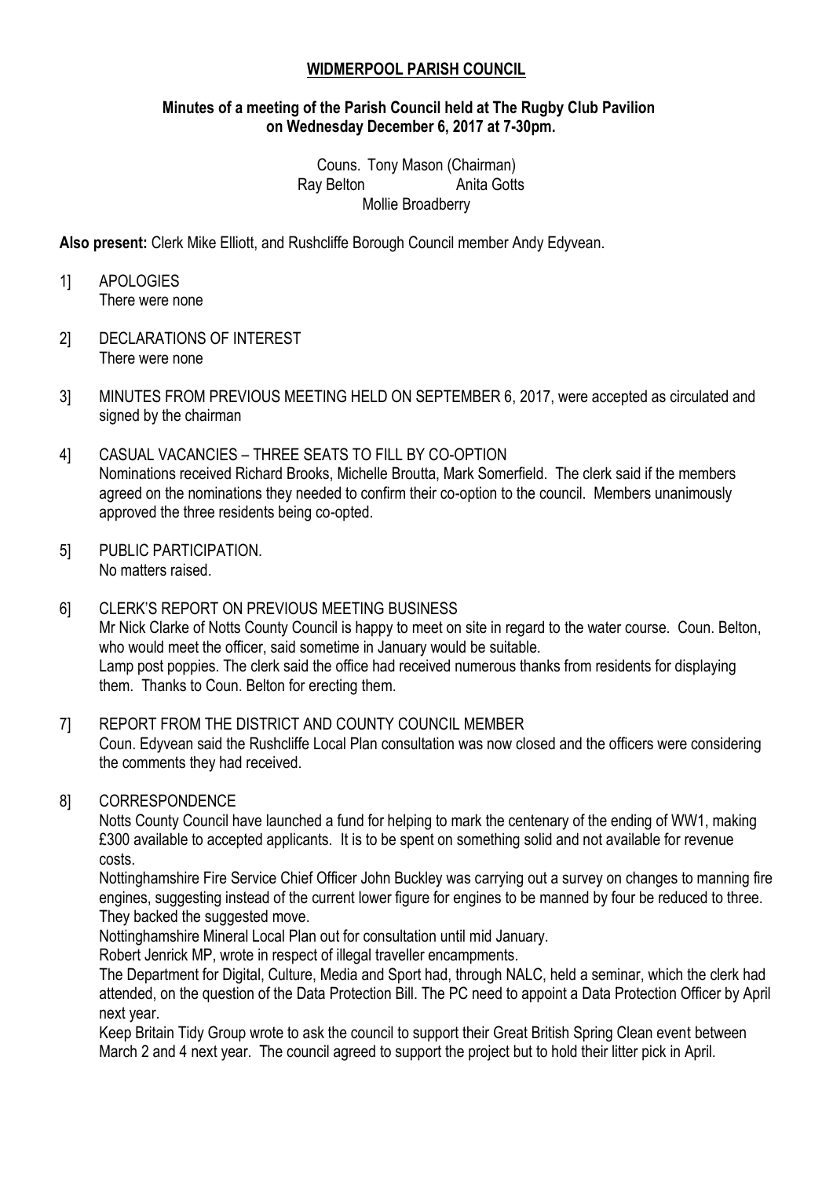# WIDMERPOOL PARISH COUNCIL

**Minutes of a meeting of the Parish Council held at The Rugby Club Pavilion on Wednesday December 6, 2017 at 7-30pm.**

Couns. Tony Mason (Chairman)
Ray Belton Anita Gotts
Mollie Broadberry

**Also present:** Clerk Mike Elliott, and Rushcliffe Borough Council member Andy Edyvean.

1] APOLOGIES
There were none

2] DECLARATIONS OF INTEREST
There were none

3] MINUTES FROM PREVIOUS MEETING HELD ON SEPTEMBER 6, 2017, were accepted as circulated and signed by the chairman

4] CASUAL VACANCIES – THREE SEATS TO FILL BY CO-OPTION
Nominations received Richard Brooks, Michelle Broutta, Mark Somerfield. The clerk said if the members agreed on the nominations they needed to confirm their co-option to the council. Members unanimously approved the three residents being co-opted.

5] PUBLIC PARTICIPATION.
No matters raised.

6] CLERK'S REPORT ON PREVIOUS MEETING BUSINESS
Mr Nick Clarke of Notts County Council is happy to meet on site in regard to the water course. Coun. Belton, who would meet the officer, said sometime in January would be suitable.
Lamp post poppies. The clerk said the office had received numerous thanks from residents for displaying them. Thanks to Coun. Belton for erecting them.

7] REPORT FROM THE DISTRICT AND COUNTY COUNCIL MEMBER
Coun. Edyvean said the Rushcliffe Local Plan consultation was now closed and the officers were considering the comments they had received.

8] CORRESPONDENCE
Notts County Council have launched a fund for helping to mark the centenary of the ending of WW1, making £300 available to accepted applicants. It is to be spent on something solid and not available for revenue costs.
Nottinghamshire Fire Service Chief Officer John Buckley was carrying out a survey on changes to manning fire engines, suggesting instead of the current lower figure for engines to be manned by four be reduced to three. They backed the suggested move.
Nottinghamshire Mineral Local Plan out for consultation until mid January.
Robert Jenrick MP, wrote in respect of illegal traveller encampments.
The Department for Digital, Culture, Media and Sport had, through NALC, held a seminar, which the clerk had attended, on the question of the Data Protection Bill. The PC need to appoint a Data Protection Officer by April next year.
Keep Britain Tidy Group wrote to ask the council to support their Great British Spring Clean event between March 2 and 4 next year. The council agreed to support the project but to hold their litter pick in April.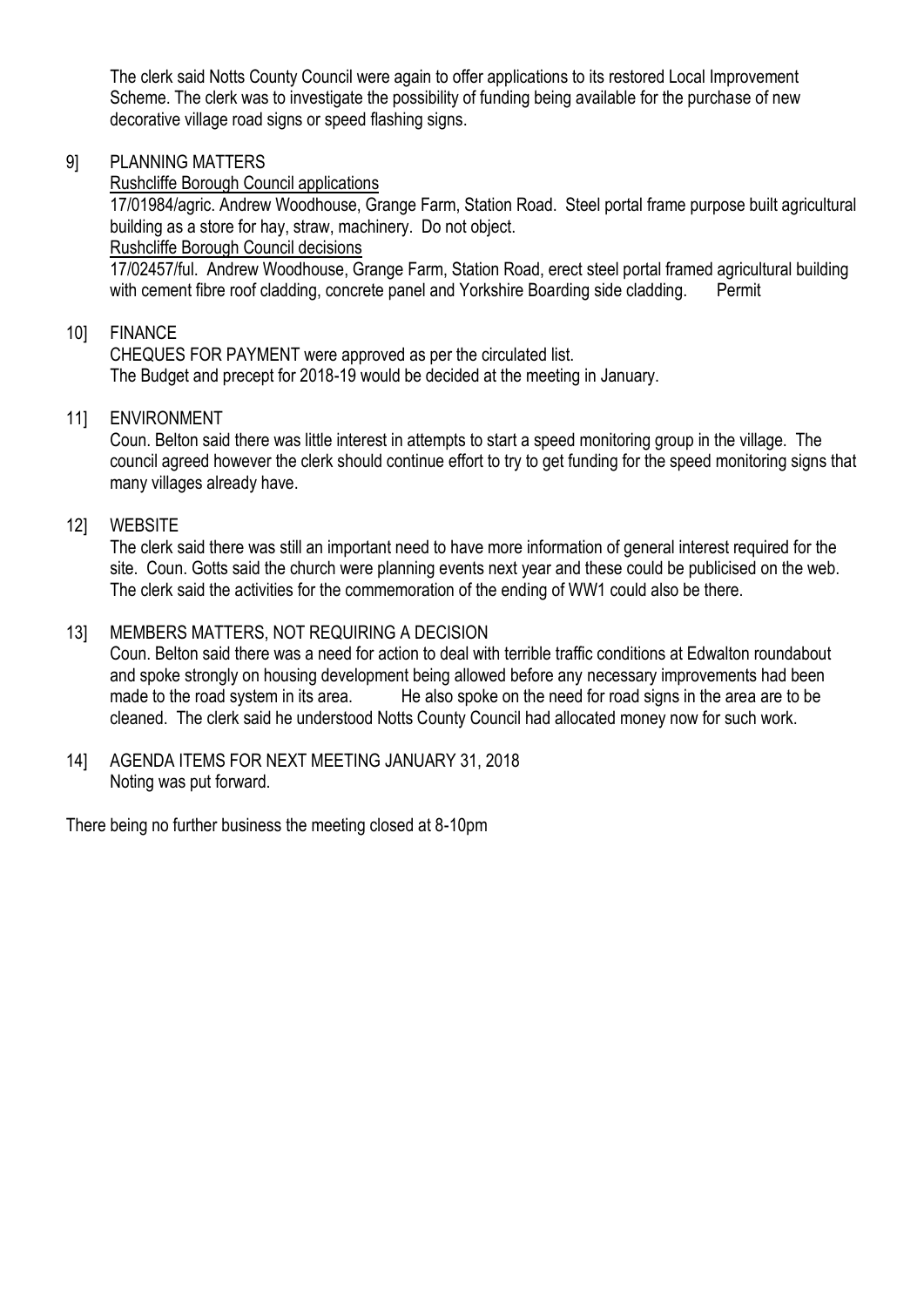The clerk said Notts County Council were again to offer applications to its restored Local Improvement Scheme. The clerk was to investigate the possibility of funding being available for the purchase of new decorative village road signs or speed flashing signs.

9] PLANNING MATTERS

Rushcliffe Borough Council applications

17/01984/agric. Andrew Woodhouse, Grange Farm, Station Road. Steel portal frame purpose built agricultural building as a store for hay, straw, machinery. Do not object.

Rushcliffe Borough Council decisions

17/02457/ful. Andrew Woodhouse, Grange Farm, Station Road, erect steel portal framed agricultural building with cement fibre roof cladding, concrete panel and Yorkshire Boarding side cladding. Permit

10] FINANCE

CHEQUES FOR PAYMENT were approved as per the circulated list.
The Budget and precept for 2018-19 would be decided at the meeting in January.

11] ENVIRONMENT

Coun. Belton said there was little interest in attempts to start a speed monitoring group in the village. The council agreed however the clerk should continue effort to try to get funding for the speed monitoring signs that many villages already have.

12] WEBSITE

The clerk said there was still an important need to have more information of general interest required for the site. Coun. Gotts said the church were planning events next year and these could be publicised on the web. The clerk said the activities for the commemoration of the ending of WW1 could also be there.

13] MEMBERS MATTERS, NOT REQUIRING A DECISION

Coun. Belton said there was a need for action to deal with terrible traffic conditions at Edwalton roundabout and spoke strongly on housing development being allowed before any necessary improvements had been made to the road system in its area. He also spoke on the need for road signs in the area are to be cleaned. The clerk said he understood Notts County Council had allocated money now for such work.

14] AGENDA ITEMS FOR NEXT MEETING JANUARY 31, 2018

Noting was put forward.

There being no further business the meeting closed at 8-10pm